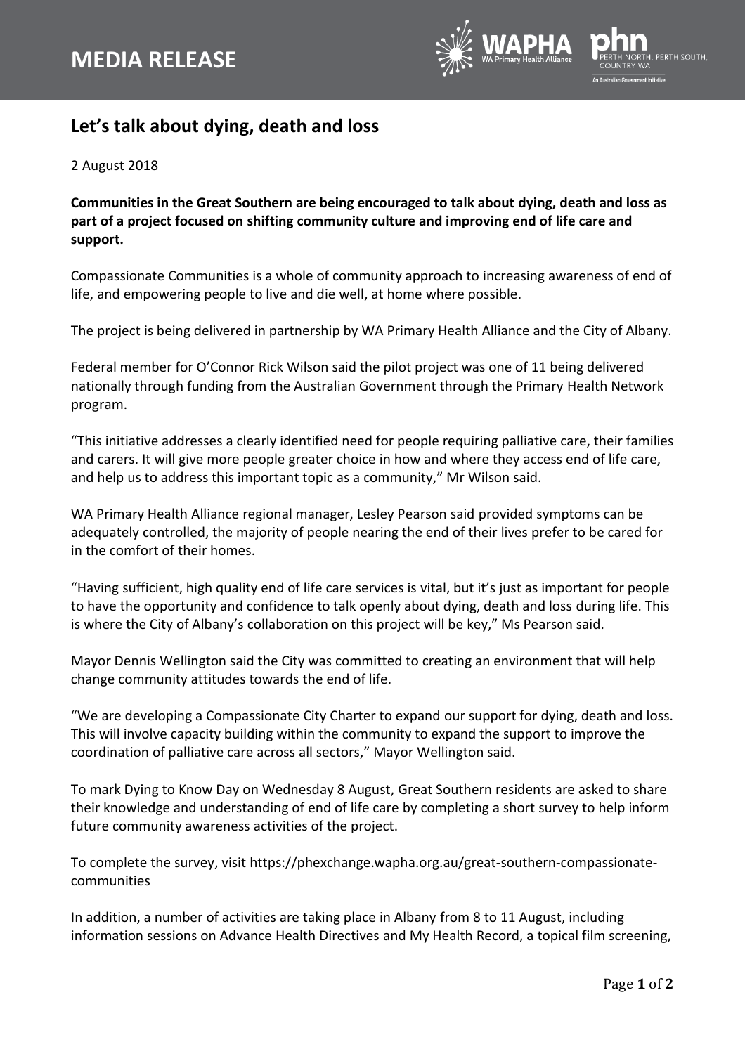# MEDIA RELEASE

## Let's talk about dying, death and loss

2 August 2018

**Communities in the Great Southern are being encouraged to talk about dying, death and loss as part of a project focused on shifting community culture and improving end of life care and support.**

Compassionate Communities is a whole of community approach to increasing awareness of end of life, and empowering people to live and die well, at home where possible.

The project is being delivered in partnership by WA Primary Health Alliance and the City of Albany.

Federal member for O'Connor Rick Wilson said the pilot project was one of 11 being delivered nationally through funding from the Australian Government through the Primary Health Network program.

"This initiative addresses a clearly identified need for people requiring palliative care, their families and carers. It will give more people greater choice in how and where they access end of life care, and help us to address this important topic as a community," Mr Wilson said.

WA Primary Health Alliance regional manager, Lesley Pearson said provided symptoms can be adequately controlled, the majority of people nearing the end of their lives prefer to be cared for in the comfort of their homes.

"Having sufficient, high quality end of life care services is vital, but it's just as important for people to have the opportunity and confidence to talk openly about dying, death and loss during life. This is where the City of Albany's collaboration on this project will be key," Ms Pearson said.

Mayor Dennis Wellington said the City was committed to creating an environment that will help change community attitudes towards the end of life.

"We are developing a Compassionate City Charter to expand our support for dying, death and loss. This will involve capacity building within the community to expand the support to improve the coordination of palliative care across all sectors," Mayor Wellington said.

To mark Dying to Know Day on Wednesday 8 August, Great Southern residents are asked to share their knowledge and understanding of end of life care by completing a short survey to help inform future community awareness activities of the project.

To complete the survey, visit https://phexchange.wapha.org.au/great-southern-compassionate-communities

In addition, a number of activities are taking place in Albany from 8 to 11 August, including information sessions on Advance Health Directives and My Health Record, a topical film screening,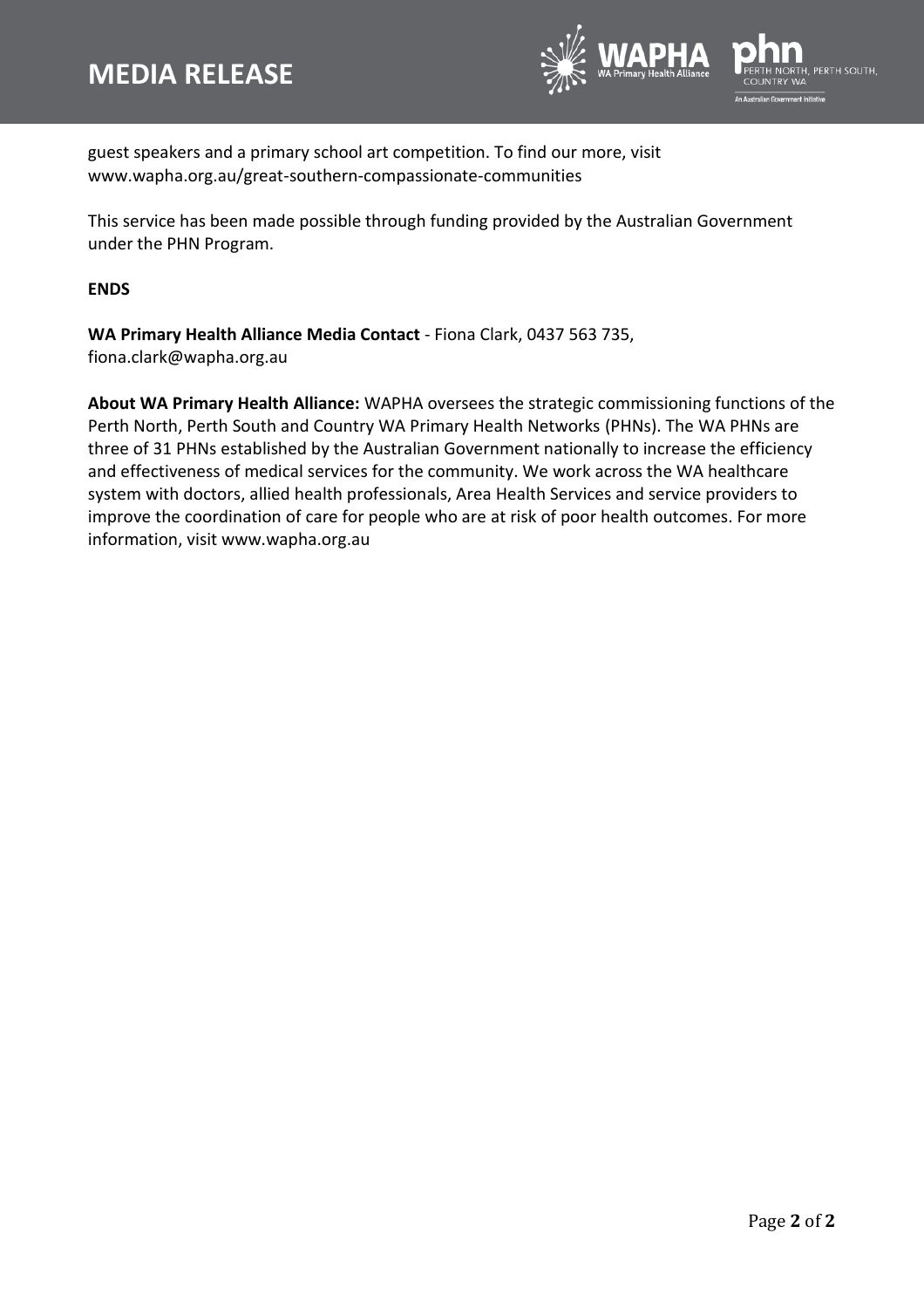guest speakers and a primary school art competition. To find our more, visit www.wapha.org.au/great-southern-compassionate-communities

This service has been made possible through funding provided by the Australian Government under the PHN Program.

**ENDS**

**WA Primary Health Alliance Media Contact** - Fiona Clark, 0437 563 735, fiona.clark@wapha.org.au

**About WA Primary Health Alliance:** WAPHA oversees the strategic commissioning functions of the Perth North, Perth South and Country WA Primary Health Networks (PHNs). The WA PHNs are three of 31 PHNs established by the Australian Government nationally to increase the efficiency and effectiveness of medical services for the community. We work across the WA healthcare system with doctors, allied health professionals, Area Health Services and service providers to improve the coordination of care for people who are at risk of poor health outcomes. For more information, visit www.wapha.org.au